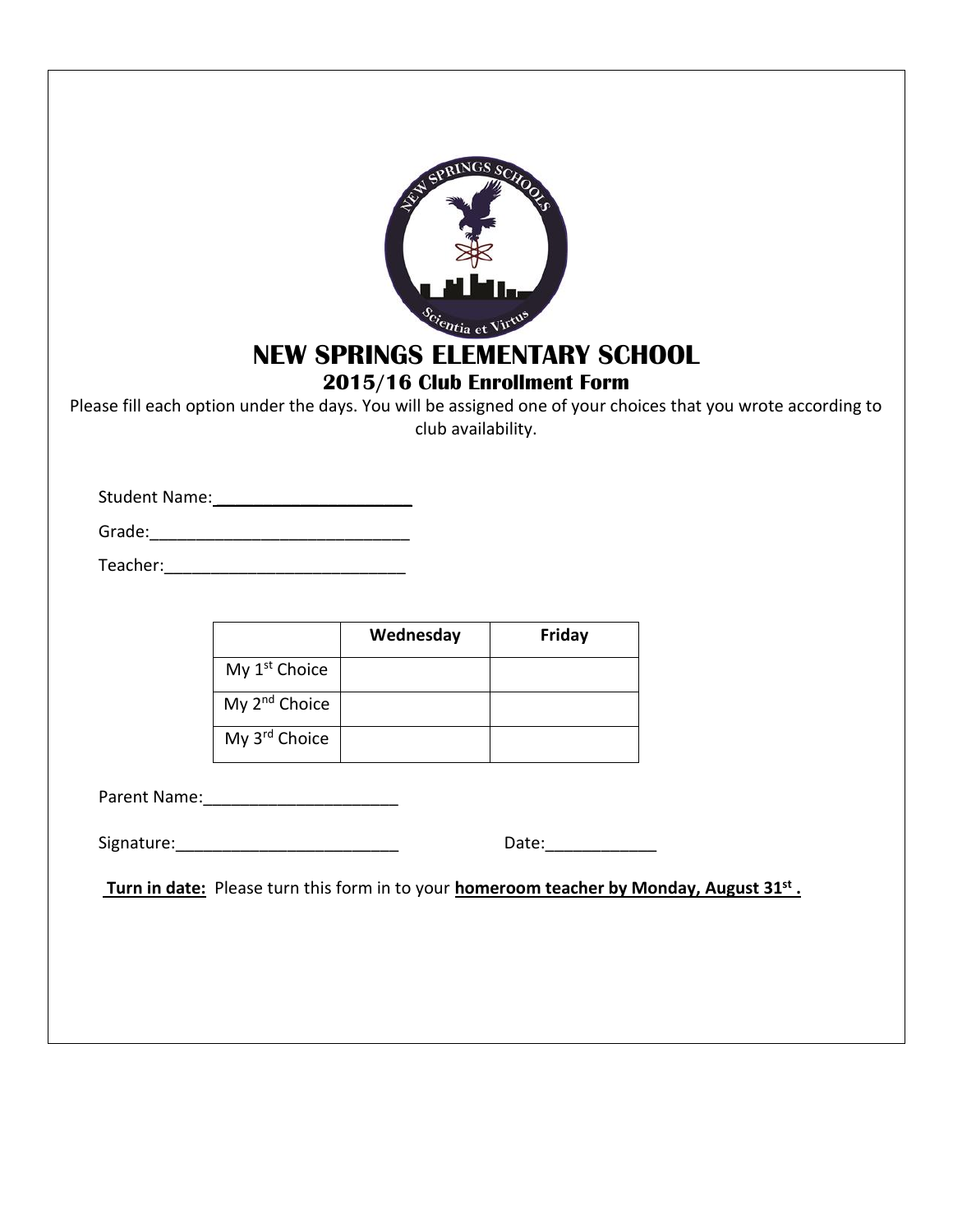# NEW SPRINGS ELEMENTARY SCHOOL

## 2015/16 Club Enrollment Form

Please fill each option under the days. You will be assigned one of your choices that you wrote according to club availability.

Student Name:______________________

Grade:____________________________

Teacher:__________________________

| | Wednesday | Friday |
|---|---|---|
| My 1st Choice | | |
| My 2nd Choice | | |
| My 3rd Choice | | |

Parent Name:_____________________

Signature:_________________________ Date:____________

**Turn in date:** Please turn this form in to your **homeroom teacher by Monday, August 31st .**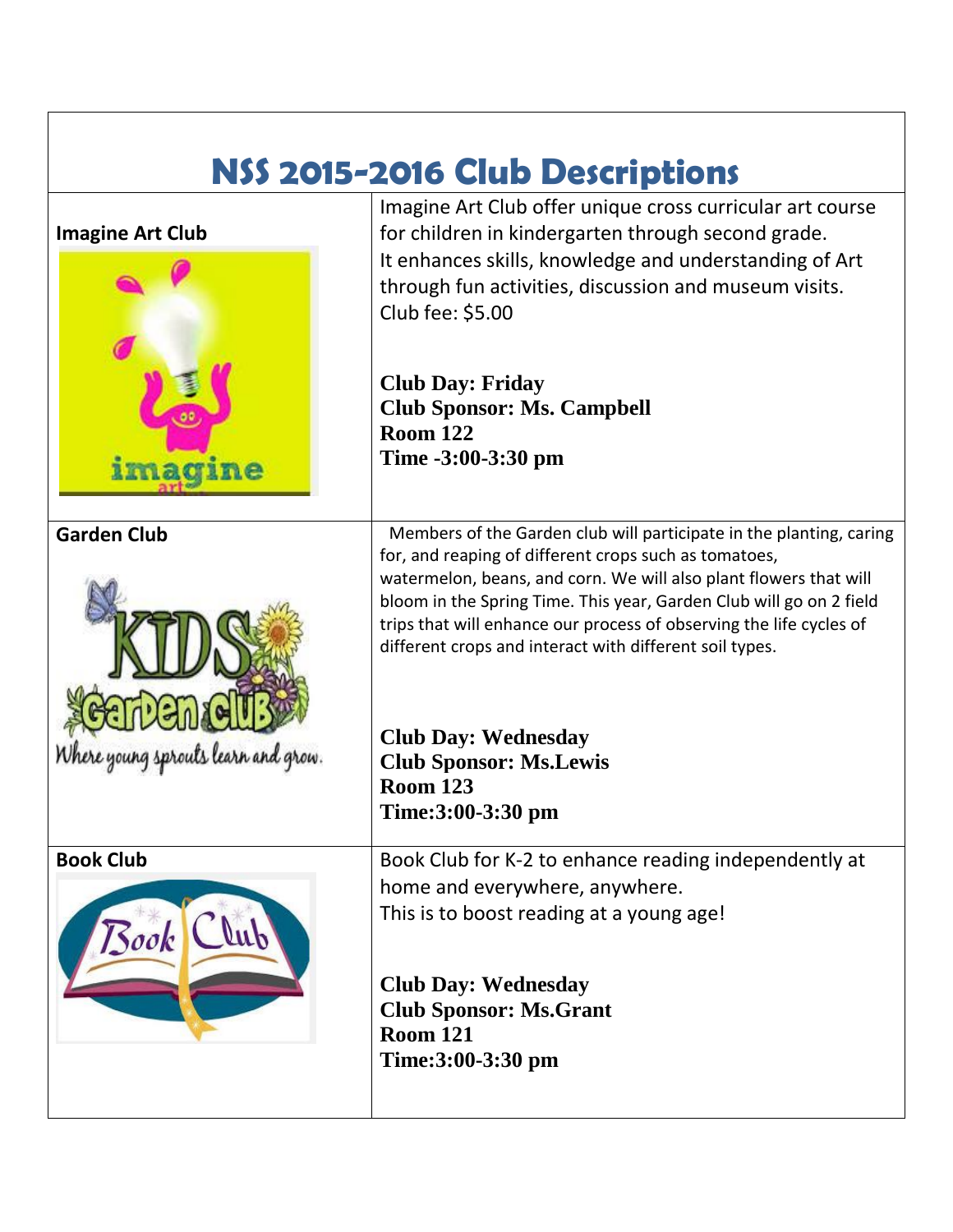# NSS 2015-2016 Club Descriptions

| Club | Description |
|---|---|
| **Imagine Art Club** | Imagine Art Club offer unique cross curricular art course for children in kindergarten through second grade. It enhances skills, knowledge and understanding of Art through fun activities, discussion and museum visits. Club fee: $5.00<br><br>**Club Day: Friday**<br>**Club Sponsor: Ms. Campbell**<br>**Room 122**<br>**Time -3:00-3:30 pm** |
| **Garden Club** | Members of the Garden club will participate in the planting, caring for, and reaping of different crops such as tomatoes, watermelon, beans, and corn. We will also plant flowers that will bloom in the Spring Time. This year, Garden Club will go on 2 field trips that will enhance our process of observing the life cycles of different crops and interact with different soil types.<br><br>**Club Day: Wednesday**<br>**Club Sponsor: Ms.Lewis**<br>**Room 123**<br>**Time:3:00-3:30 pm** |
| **Book Club** | Book Club for K-2 to enhance reading independently at home and everywhere, anywhere. This is to boost reading at a young age!<br><br>**Club Day: Wednesday**<br>**Club Sponsor: Ms.Grant**<br>**Room 121**<br>**Time:3:00-3:30 pm** |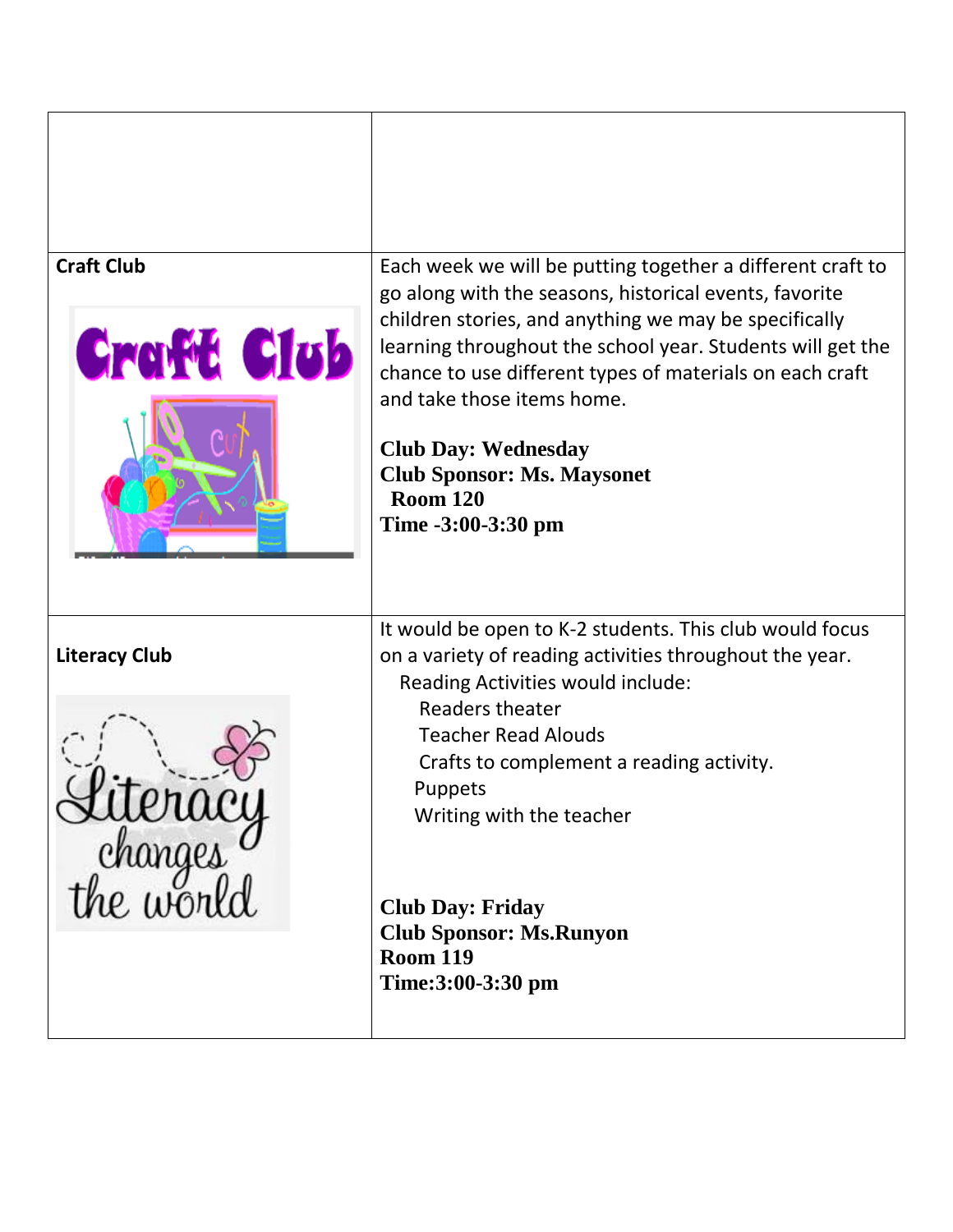| | |
|---|---|
| | |
| **Craft Club** | Each week we will be putting together a different craft to go along with the seasons, historical events, favorite children stories, and anything we may be specifically learning throughout the school year. Students will get the chance to use different types of materials on each craft and take those items home.<br><br>**Club Day: Wednesday**<br>**Club Sponsor: Ms. Maysonet**<br>**Room 120**<br>**Time -3:00-3:30 pm** |
| **Literacy Club** | It would be open to K-2 students. This club would focus on a variety of reading activities throughout the year.<br>Reading Activities would include:<br>Readers theater<br>Teacher Read Alouds<br>Crafts to complement a reading activity.<br>Puppets<br>Writing with the teacher<br><br>**Club Day: Friday**<br>**Club Sponsor: Ms.Runyon**<br>**Room 119**<br>**Time:3:00-3:30 pm** |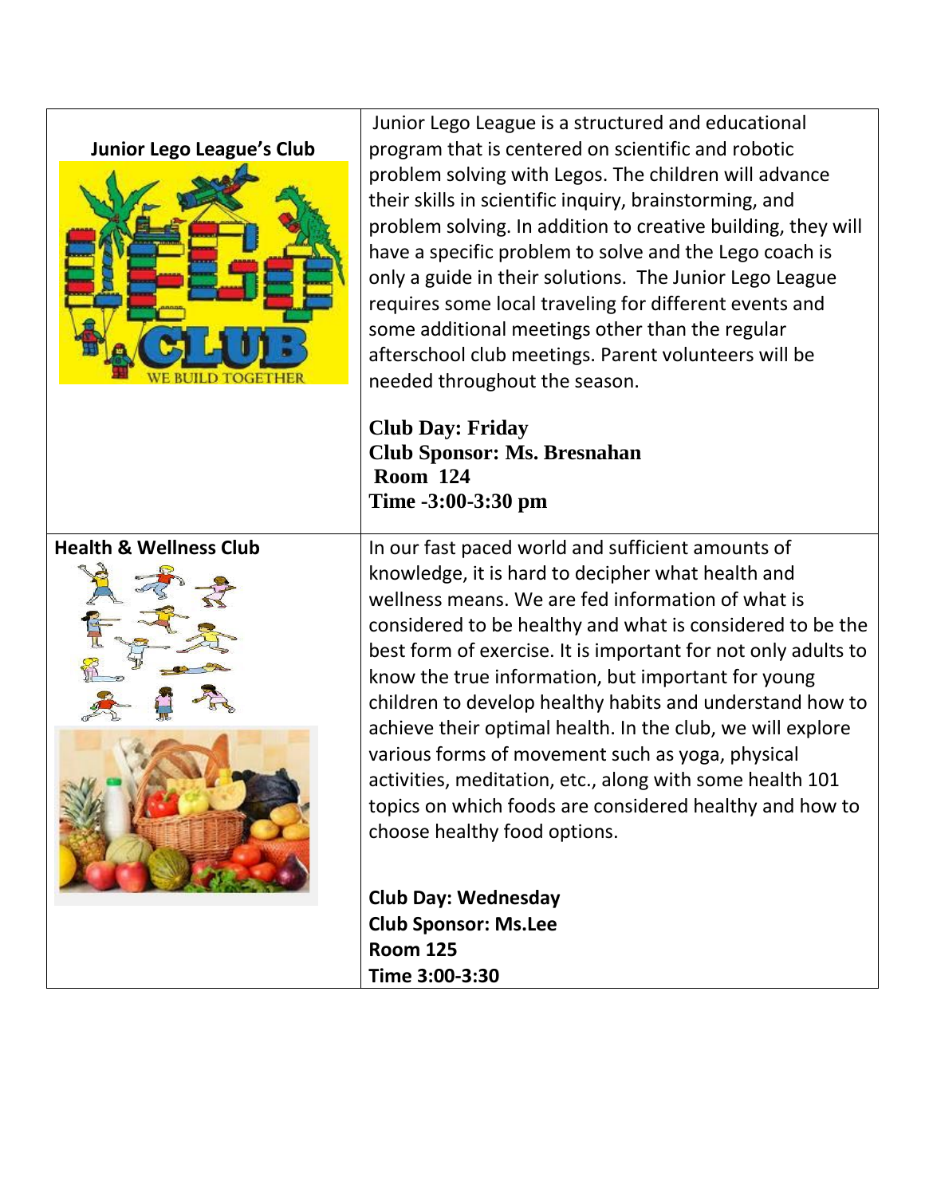| | |
|---|---|
| **Junior Lego League's Club** | Junior Lego League is a structured and educational program that is centered on scientific and robotic problem solving with Legos. The children will advance their skills in scientific inquiry, brainstorming, and problem solving. In addition to creative building, they will have a specific problem to solve and the Lego coach is only a guide in their solutions. The Junior Lego League requires some local traveling for different events and some additional meetings other than the regular afterschool club meetings. Parent volunteers will be needed throughout the season.<br><br>**Club Day: Friday**<br>**Club Sponsor: Ms. Bresnahan**<br>**Room 124**<br>**Time -3:00-3:30 pm** |
| **Health & Wellness Club** | In our fast paced world and sufficient amounts of knowledge, it is hard to decipher what health and wellness means. We are fed information of what is considered to be healthy and what is considered to be the best form of exercise. It is important for not only adults to know the true information, but important for young children to develop healthy habits and understand how to achieve their optimal health. In the club, we will explore various forms of movement such as yoga, physical activities, meditation, etc., along with some health 101 topics on which foods are considered healthy and how to choose healthy food options.<br><br>**Club Day: Wednesday**<br>**Club Sponsor: Ms.Lee**<br>**Room 125**<br>**Time 3:00-3:30** |